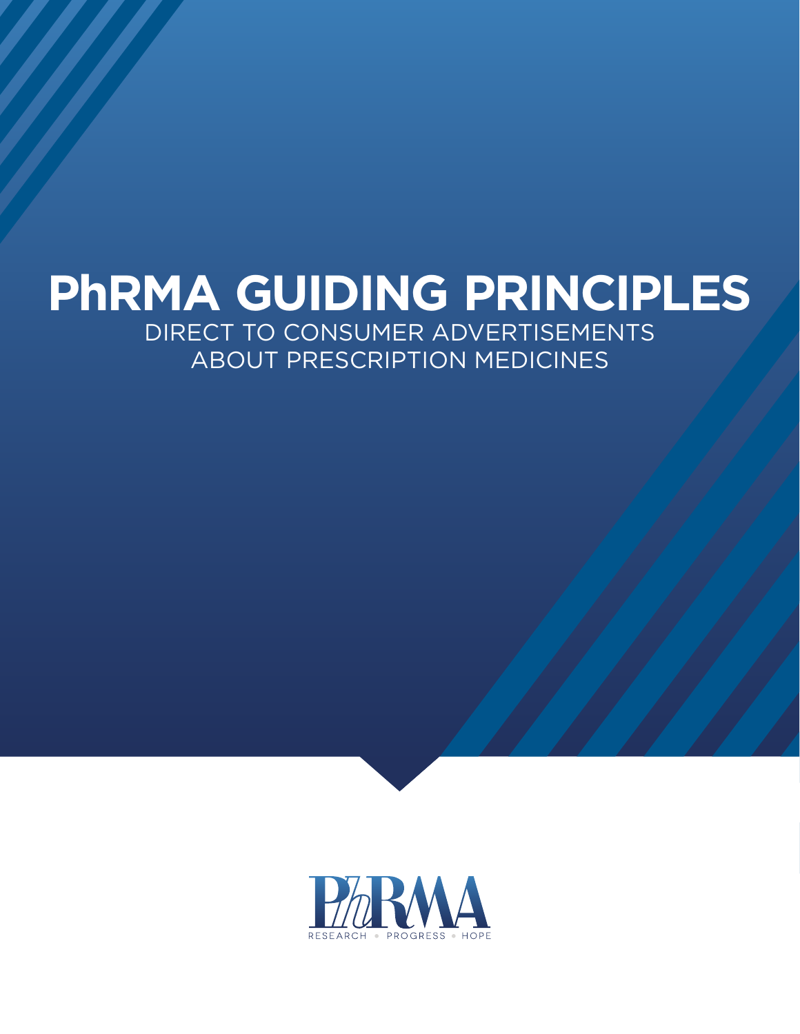# PhRMA GUIDING PRINCIPLES

DIRECT TO CONSUMER ADVERTISEMENTS ABOUT PRESCRIPTION MEDICINES

PhRMA

RESEARCH • PROGRESS • HOPE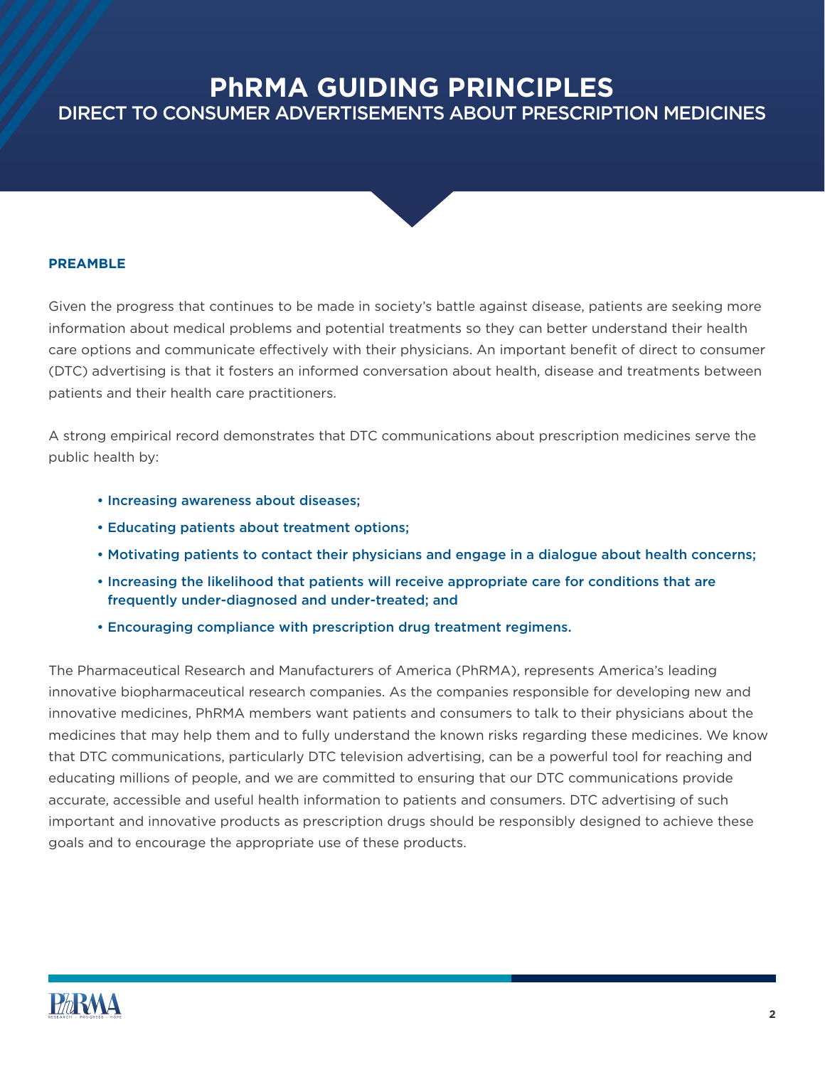# PhRMA GUIDING PRINCIPLES

## DIRECT TO CONSUMER ADVERTISEMENTS ABOUT PRESCRIPTION MEDICINES

### PREAMBLE

Given the progress that continues to be made in society's battle against disease, patients are seeking more information about medical problems and potential treatments so they can better understand their health care options and communicate effectively with their physicians. An important benefit of direct to consumer (DTC) advertising is that it fosters an informed conversation about health, disease and treatments between patients and their health care practitioners.

A strong empirical record demonstrates that DTC communications about prescription medicines serve the public health by:

- Increasing awareness about diseases;
- Educating patients about treatment options;
- Motivating patients to contact their physicians and engage in a dialogue about health concerns;
- Increasing the likelihood that patients will receive appropriate care for conditions that are frequently under-diagnosed and under-treated; and
- Encouraging compliance with prescription drug treatment regimens.

The Pharmaceutical Research and Manufacturers of America (PhRMA), represents America's leading innovative biopharmaceutical research companies. As the companies responsible for developing new and innovative medicines, PhRMA members want patients and consumers to talk to their physicians about the medicines that may help them and to fully understand the known risks regarding these medicines. We know that DTC communications, particularly DTC television advertising, can be a powerful tool for reaching and educating millions of people, and we are committed to ensuring that our DTC communications provide accurate, accessible and useful health information to patients and consumers. DTC advertising of such important and innovative products as prescription drugs should be responsibly designed to achieve these goals and to encourage the appropriate use of these products.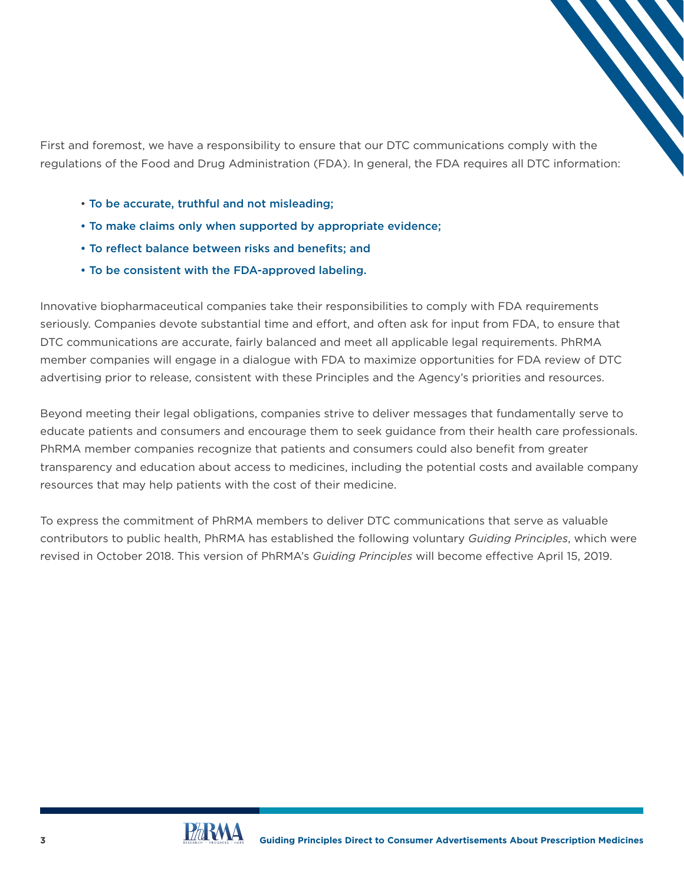First and foremost, we have a responsibility to ensure that our DTC communications comply with the regulations of the Food and Drug Administration (FDA). In general, the FDA requires all DTC information:

- To be accurate, truthful and not misleading;
- To make claims only when supported by appropriate evidence;
- To reflect balance between risks and benefits; and
- To be consistent with the FDA-approved labeling.

Innovative biopharmaceutical companies take their responsibilities to comply with FDA requirements seriously. Companies devote substantial time and effort, and often ask for input from FDA, to ensure that DTC communications are accurate, fairly balanced and meet all applicable legal requirements. PhRMA member companies will engage in a dialogue with FDA to maximize opportunities for FDA review of DTC advertising prior to release, consistent with these Principles and the Agency's priorities and resources.

Beyond meeting their legal obligations, companies strive to deliver messages that fundamentally serve to educate patients and consumers and encourage them to seek guidance from their health care professionals. PhRMA member companies recognize that patients and consumers could also benefit from greater transparency and education about access to medicines, including the potential costs and available company resources that may help patients with the cost of their medicine.

To express the commitment of PhRMA members to deliver DTC communications that serve as valuable contributors to public health, PhRMA has established the following voluntary *Guiding Principles*, which were revised in October 2018. This version of PhRMA's *Guiding Principles* will become effective April 15, 2019.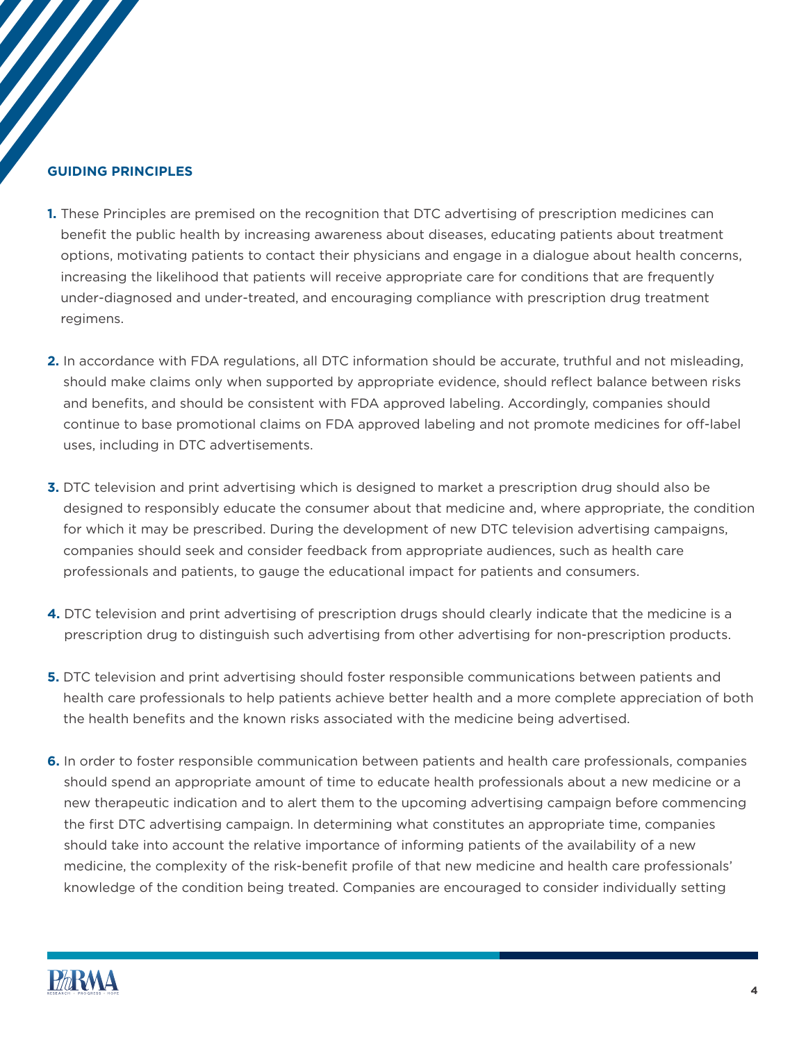## GUIDING PRINCIPLES

1. These Principles are premised on the recognition that DTC advertising of prescription medicines can benefit the public health by increasing awareness about diseases, educating patients about treatment options, motivating patients to contact their physicians and engage in a dialogue about health concerns, increasing the likelihood that patients will receive appropriate care for conditions that are frequently under-diagnosed and under-treated, and encouraging compliance with prescription drug treatment regimens.

2. In accordance with FDA regulations, all DTC information should be accurate, truthful and not misleading, should make claims only when supported by appropriate evidence, should reflect balance between risks and benefits, and should be consistent with FDA approved labeling. Accordingly, companies should continue to base promotional claims on FDA approved labeling and not promote medicines for off-label uses, including in DTC advertisements.

3. DTC television and print advertising which is designed to market a prescription drug should also be designed to responsibly educate the consumer about that medicine and, where appropriate, the condition for which it may be prescribed. During the development of new DTC television advertising campaigns, companies should seek and consider feedback from appropriate audiences, such as health care professionals and patients, to gauge the educational impact for patients and consumers.

4. DTC television and print advertising of prescription drugs should clearly indicate that the medicine is a prescription drug to distinguish such advertising from other advertising for non-prescription products.

5. DTC television and print advertising should foster responsible communications between patients and health care professionals to help patients achieve better health and a more complete appreciation of both the health benefits and the known risks associated with the medicine being advertised.

6. In order to foster responsible communication between patients and health care professionals, companies should spend an appropriate amount of time to educate health professionals about a new medicine or a new therapeutic indication and to alert them to the upcoming advertising campaign before commencing the first DTC advertising campaign. In determining what constitutes an appropriate time, companies should take into account the relative importance of informing patients of the availability of a new medicine, the complexity of the risk-benefit profile of that new medicine and health care professionals' knowledge of the condition being treated. Companies are encouraged to consider individually setting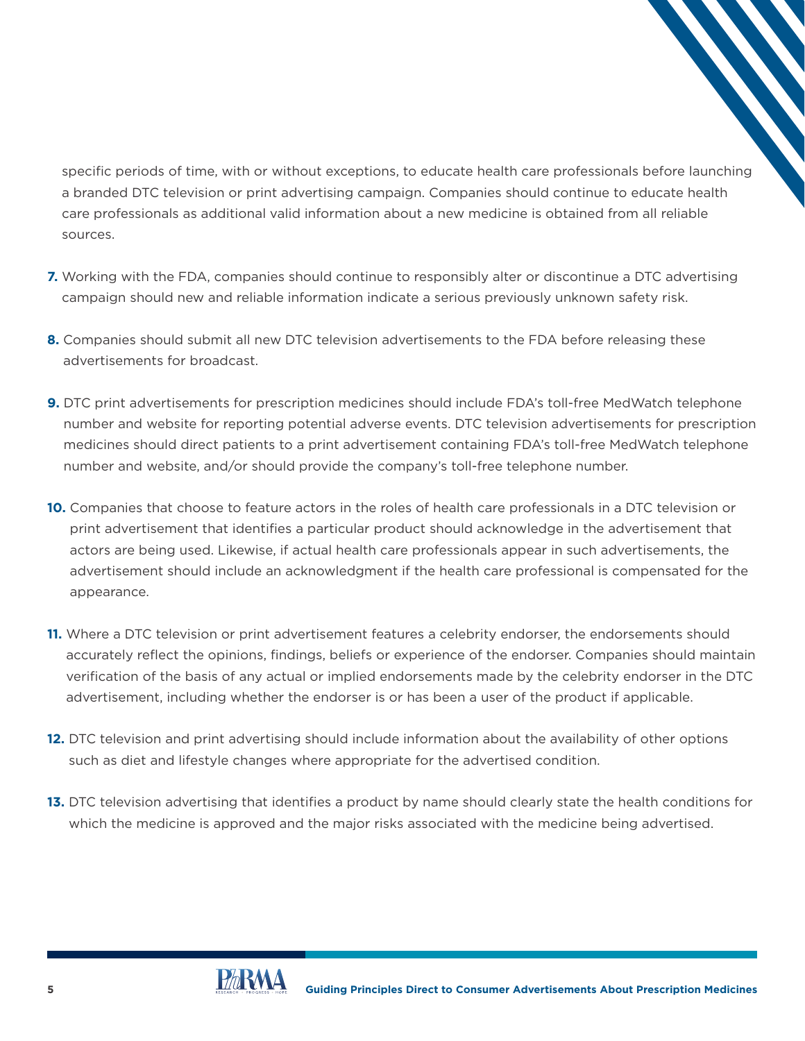specific periods of time, with or without exceptions, to educate health care professionals before launching a branded DTC television or print advertising campaign. Companies should continue to educate health care professionals as additional valid information about a new medicine is obtained from all reliable sources.

**7.** Working with the FDA, companies should continue to responsibly alter or discontinue a DTC advertising campaign should new and reliable information indicate a serious previously unknown safety risk.

**8.** Companies should submit all new DTC television advertisements to the FDA before releasing these advertisements for broadcast.

**9.** DTC print advertisements for prescription medicines should include FDA's toll-free MedWatch telephone number and website for reporting potential adverse events. DTC television advertisements for prescription medicines should direct patients to a print advertisement containing FDA's toll-free MedWatch telephone number and website, and/or should provide the company's toll-free telephone number.

**10.** Companies that choose to feature actors in the roles of health care professionals in a DTC television or print advertisement that identifies a particular product should acknowledge in the advertisement that actors are being used. Likewise, if actual health care professionals appear in such advertisements, the advertisement should include an acknowledgment if the health care professional is compensated for the appearance.

**11.** Where a DTC television or print advertisement features a celebrity endorser, the endorsements should accurately reflect the opinions, findings, beliefs or experience of the endorser. Companies should maintain verification of the basis of any actual or implied endorsements made by the celebrity endorser in the DTC advertisement, including whether the endorser is or has been a user of the product if applicable.

**12.** DTC television and print advertising should include information about the availability of other options such as diet and lifestyle changes where appropriate for the advertised condition.

**13.** DTC television advertising that identifies a product by name should clearly state the health conditions for which the medicine is approved and the major risks associated with the medicine being advertised.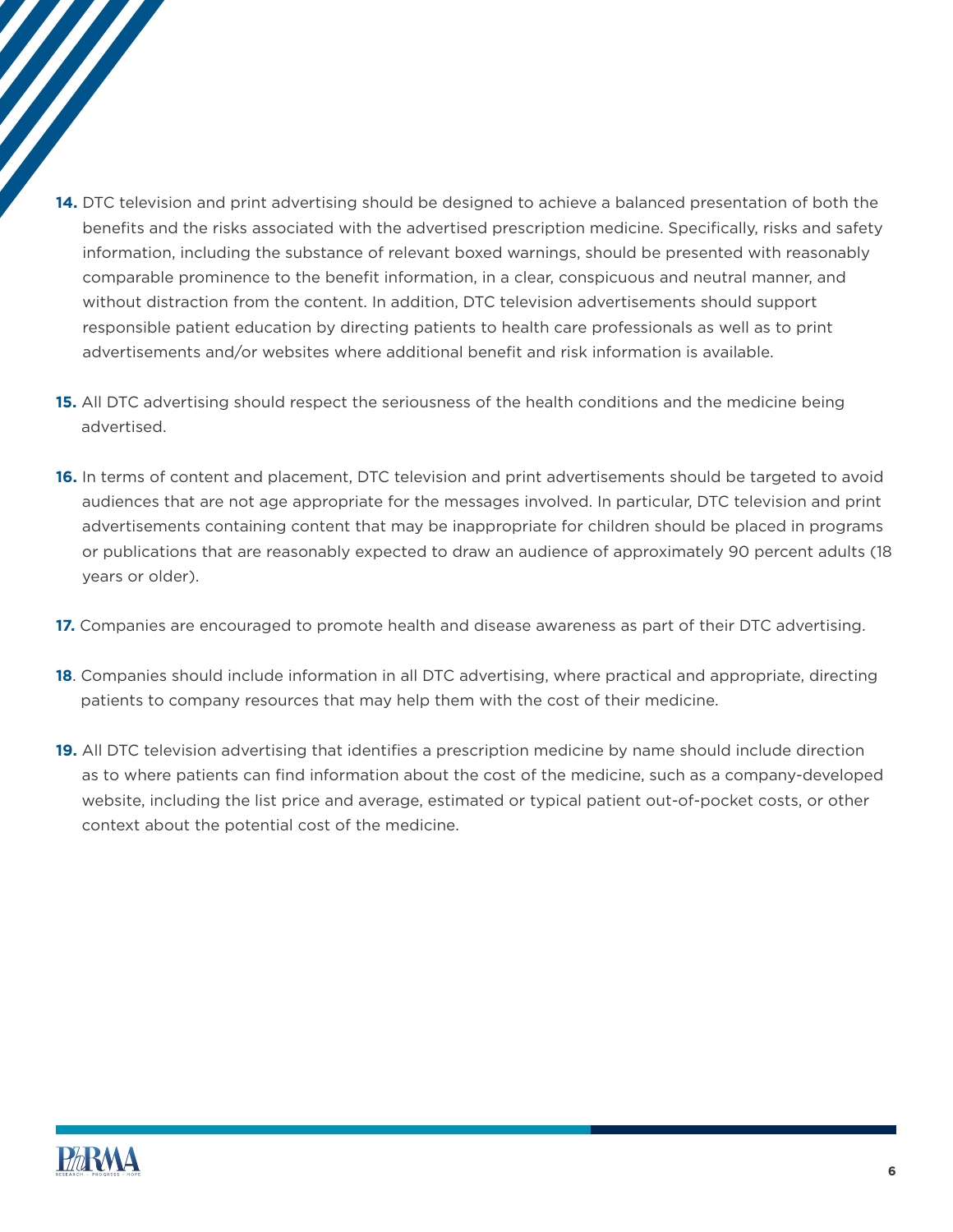**14.** DTC television and print advertising should be designed to achieve a balanced presentation of both the benefits and the risks associated with the advertised prescription medicine. Specifically, risks and safety information, including the substance of relevant boxed warnings, should be presented with reasonably comparable prominence to the benefit information, in a clear, conspicuous and neutral manner, and without distraction from the content. In addition, DTC television advertisements should support responsible patient education by directing patients to health care professionals as well as to print advertisements and/or websites where additional benefit and risk information is available.

**15.** All DTC advertising should respect the seriousness of the health conditions and the medicine being advertised.

**16.** In terms of content and placement, DTC television and print advertisements should be targeted to avoid audiences that are not age appropriate for the messages involved. In particular, DTC television and print advertisements containing content that may be inappropriate for children should be placed in programs or publications that are reasonably expected to draw an audience of approximately 90 percent adults (18 years or older).

**17.** Companies are encouraged to promote health and disease awareness as part of their DTC advertising.

**18**. Companies should include information in all DTC advertising, where practical and appropriate, directing patients to company resources that may help them with the cost of their medicine.

**19.** All DTC television advertising that identifies a prescription medicine by name should include direction as to where patients can find information about the cost of the medicine, such as a company-developed website, including the list price and average, estimated or typical patient out-of-pocket costs, or other context about the potential cost of the medicine.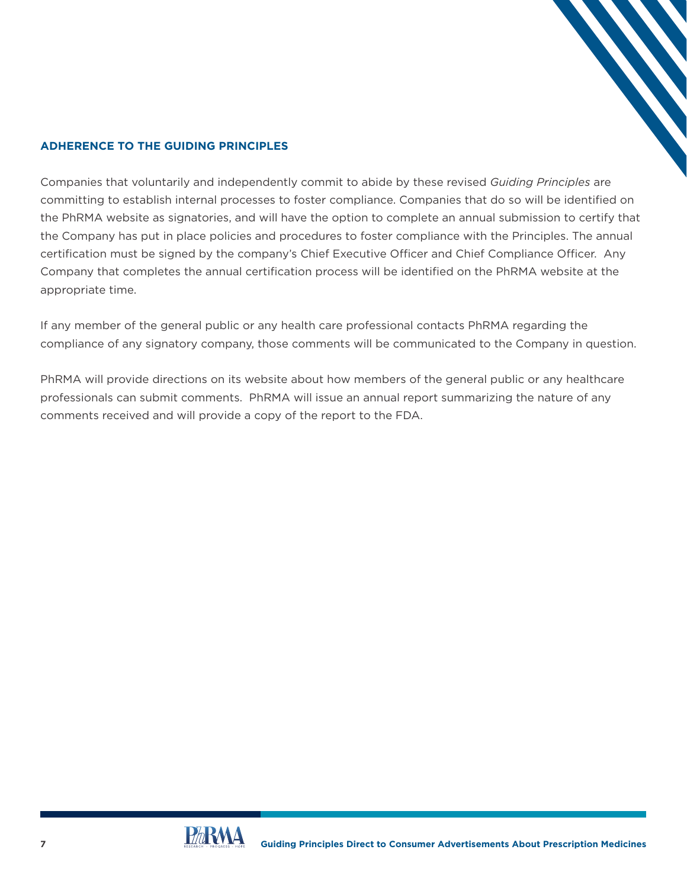## ADHERENCE TO THE GUIDING PRINCIPLES

Companies that voluntarily and independently commit to abide by these revised *Guiding Principles* are committing to establish internal processes to foster compliance. Companies that do so will be identified on the PhRMA website as signatories, and will have the option to complete an annual submission to certify that the Company has put in place policies and procedures to foster compliance with the Principles. The annual certification must be signed by the company's Chief Executive Officer and Chief Compliance Officer. Any Company that completes the annual certification process will be identified on the PhRMA website at the appropriate time.

If any member of the general public or any health care professional contacts PhRMA regarding the compliance of any signatory company, those comments will be communicated to the Company in question.

PhRMA will provide directions on its website about how members of the general public or any healthcare professionals can submit comments. PhRMA will issue an annual report summarizing the nature of any comments received and will provide a copy of the report to the FDA.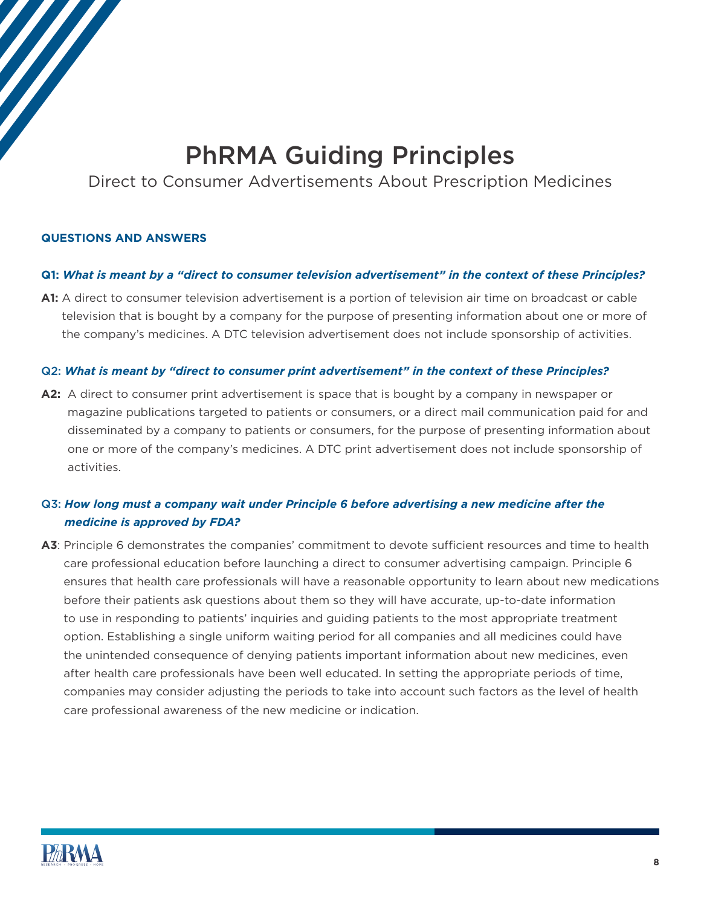# PhRMA Guiding Principles

Direct to Consumer Advertisements About Prescription Medicines

## QUESTIONS AND ANSWERS

**Q1: *What is meant by a "direct to consumer television advertisement" in the context of these Principles?***

**A1:** A direct to consumer television advertisement is a portion of television air time on broadcast or cable television that is bought by a company for the purpose of presenting information about one or more of the company's medicines. A DTC television advertisement does not include sponsorship of activities.

Q2: ***What is meant by "direct to consumer print advertisement" in the context of these Principles?***

**A2:** A direct to consumer print advertisement is space that is bought by a company in newspaper or magazine publications targeted to patients or consumers, or a direct mail communication paid for and disseminated by a company to patients or consumers, for the purpose of presenting information about one or more of the company's medicines. A DTC print advertisement does not include sponsorship of activities.

Q3: ***How long must a company wait under Principle 6 before advertising a new medicine after the medicine is approved by FDA?***

**A3**: Principle 6 demonstrates the companies' commitment to devote sufficient resources and time to health care professional education before launching a direct to consumer advertising campaign. Principle 6 ensures that health care professionals will have a reasonable opportunity to learn about new medications before their patients ask questions about them so they will have accurate, up-to-date information to use in responding to patients' inquiries and guiding patients to the most appropriate treatment option. Establishing a single uniform waiting period for all companies and all medicines could have the unintended consequence of denying patients important information about new medicines, even after health care professionals have been well educated. In setting the appropriate periods of time, companies may consider adjusting the periods to take into account such factors as the level of health care professional awareness of the new medicine or indication.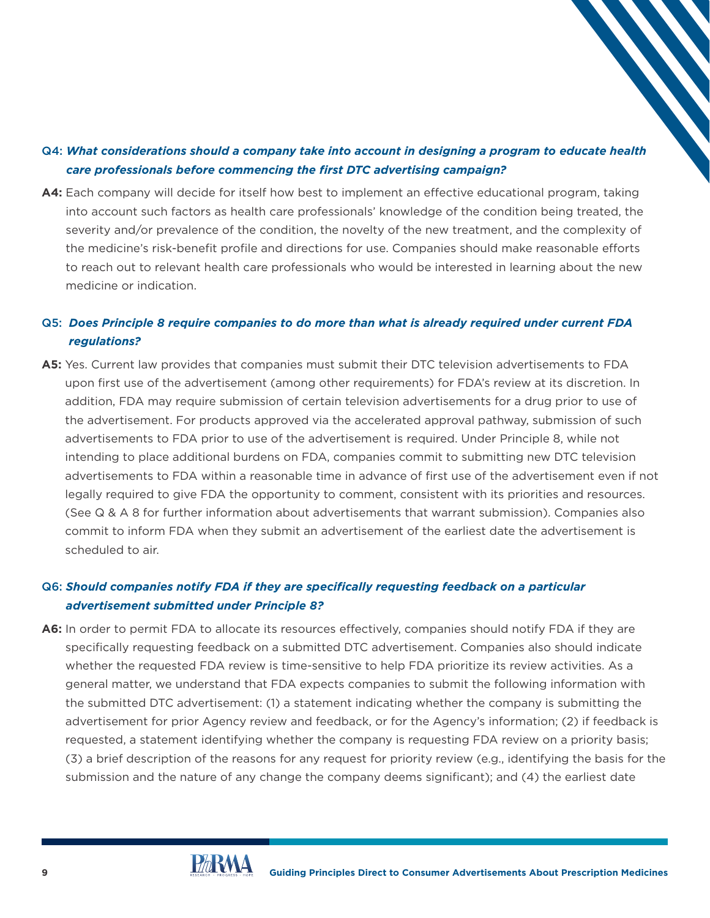**Q4:** ***What considerations should a company take into account in designing a program to educate health care professionals before commencing the first DTC advertising campaign?***

**A4:** Each company will decide for itself how best to implement an effective educational program, taking into account such factors as health care professionals' knowledge of the condition being treated, the severity and/or prevalence of the condition, the novelty of the new treatment, and the complexity of the medicine's risk-benefit profile and directions for use. Companies should make reasonable efforts to reach out to relevant health care professionals who would be interested in learning about the new medicine or indication.

**Q5:** ***Does Principle 8 require companies to do more than what is already required under current FDA regulations?***

**A5:** Yes. Current law provides that companies must submit their DTC television advertisements to FDA upon first use of the advertisement (among other requirements) for FDA's review at its discretion. In addition, FDA may require submission of certain television advertisements for a drug prior to use of the advertisement. For products approved via the accelerated approval pathway, submission of such advertisements to FDA prior to use of the advertisement is required. Under Principle 8, while not intending to place additional burdens on FDA, companies commit to submitting new DTC television advertisements to FDA within a reasonable time in advance of first use of the advertisement even if not legally required to give FDA the opportunity to comment, consistent with its priorities and resources. (See Q & A 8 for further information about advertisements that warrant submission). Companies also commit to inform FDA when they submit an advertisement of the earliest date the advertisement is scheduled to air.

**Q6:** ***Should companies notify FDA if they are specifically requesting feedback on a particular advertisement submitted under Principle 8?***

**A6:** In order to permit FDA to allocate its resources effectively, companies should notify FDA if they are specifically requesting feedback on a submitted DTC advertisement. Companies also should indicate whether the requested FDA review is time-sensitive to help FDA prioritize its review activities. As a general matter, we understand that FDA expects companies to submit the following information with the submitted DTC advertisement: (1) a statement indicating whether the company is submitting the advertisement for prior Agency review and feedback, or for the Agency's information; (2) if feedback is requested, a statement identifying whether the company is requesting FDA review on a priority basis; (3) a brief description of the reasons for any request for priority review (e.g., identifying the basis for the submission and the nature of any change the company deems significant); and (4) the earliest date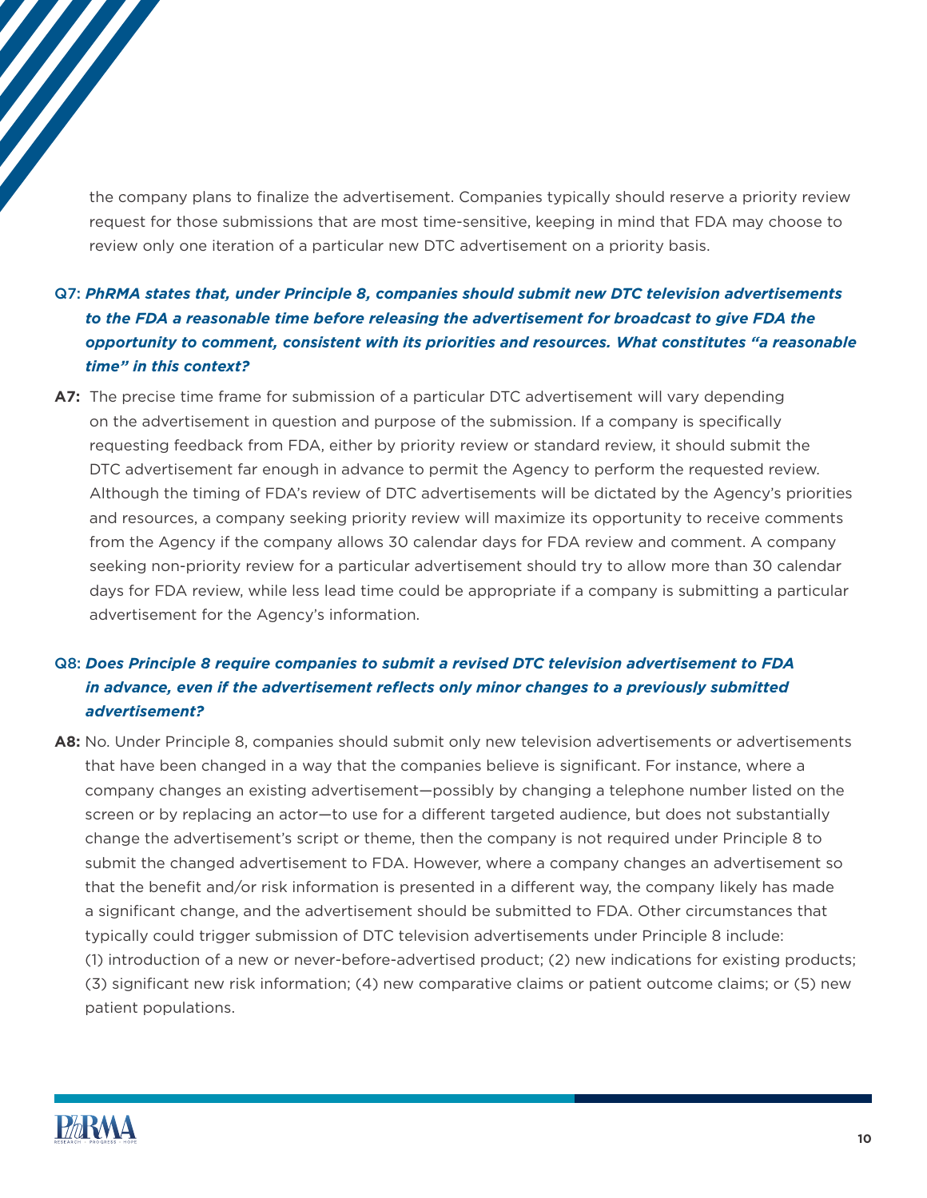the company plans to finalize the advertisement. Companies typically should reserve a priority review request for those submissions that are most time-sensitive, keeping in mind that FDA may choose to review only one iteration of a particular new DTC advertisement on a priority basis.

**Q7:** ***PhRMA states that, under Principle 8, companies should submit new DTC television advertisements to the FDA a reasonable time before releasing the advertisement for broadcast to give FDA the opportunity to comment, consistent with its priorities and resources. What constitutes "a reasonable time" in this context?***

**A7:** The precise time frame for submission of a particular DTC advertisement will vary depending on the advertisement in question and purpose of the submission. If a company is specifically requesting feedback from FDA, either by priority review or standard review, it should submit the DTC advertisement far enough in advance to permit the Agency to perform the requested review. Although the timing of FDA's review of DTC advertisements will be dictated by the Agency's priorities and resources, a company seeking priority review will maximize its opportunity to receive comments from the Agency if the company allows 30 calendar days for FDA review and comment. A company seeking non-priority review for a particular advertisement should try to allow more than 30 calendar days for FDA review, while less lead time could be appropriate if a company is submitting a particular advertisement for the Agency's information.

**Q8:** ***Does Principle 8 require companies to submit a revised DTC television advertisement to FDA in advance, even if the advertisement reflects only minor changes to a previously submitted advertisement?***

**A8:** No. Under Principle 8, companies should submit only new television advertisements or advertisements that have been changed in a way that the companies believe is significant. For instance, where a company changes an existing advertisement—possibly by changing a telephone number listed on the screen or by replacing an actor—to use for a different targeted audience, but does not substantially change the advertisement's script or theme, then the company is not required under Principle 8 to submit the changed advertisement to FDA. However, where a company changes an advertisement so that the benefit and/or risk information is presented in a different way, the company likely has made a significant change, and the advertisement should be submitted to FDA. Other circumstances that typically could trigger submission of DTC television advertisements under Principle 8 include: (1) introduction of a new or never-before-advertised product; (2) new indications for existing products; (3) significant new risk information; (4) new comparative claims or patient outcome claims; or (5) new patient populations.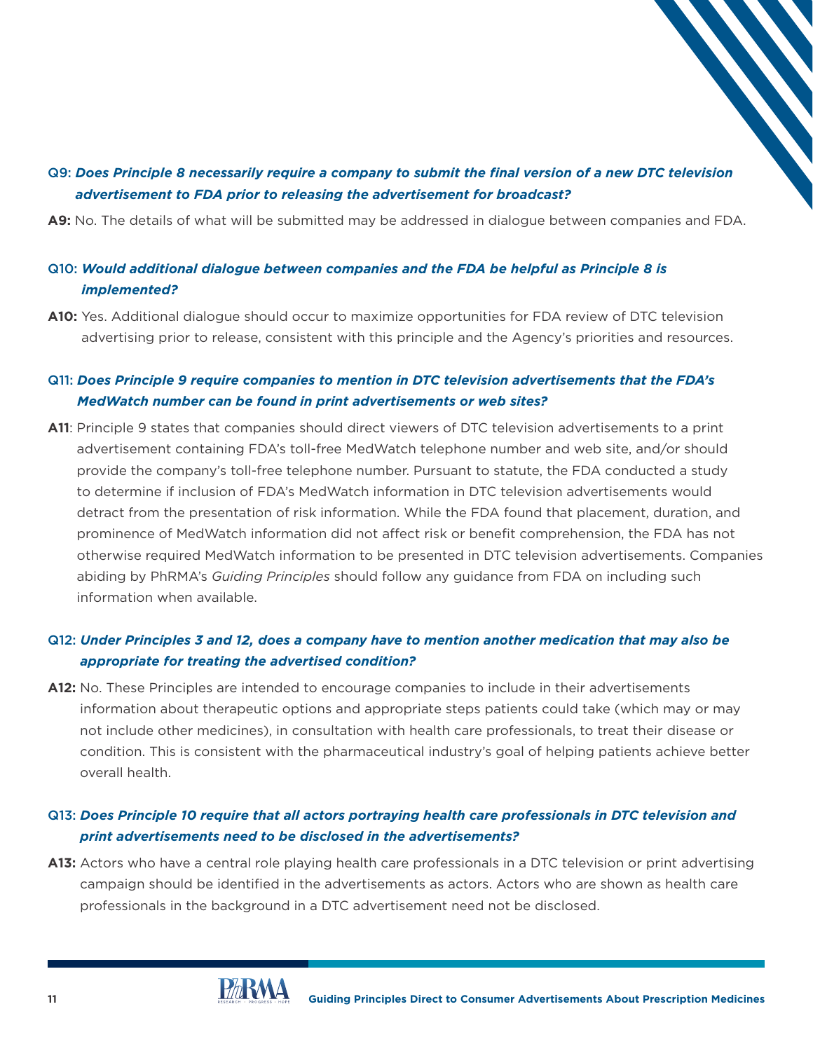**Q9:** ***Does Principle 8 necessarily require a company to submit the final version of a new DTC television advertisement to FDA prior to releasing the advertisement for broadcast?***

**A9:** No. The details of what will be submitted may be addressed in dialogue between companies and FDA.

**Q10:** ***Would additional dialogue between companies and the FDA be helpful as Principle 8 is implemented?***

**A10:** Yes. Additional dialogue should occur to maximize opportunities for FDA review of DTC television advertising prior to release, consistent with this principle and the Agency's priorities and resources.

**Q11:** ***Does Principle 9 require companies to mention in DTC television advertisements that the FDA's MedWatch number can be found in print advertisements or web sites?***

**A11**: Principle 9 states that companies should direct viewers of DTC television advertisements to a print advertisement containing FDA's toll-free MedWatch telephone number and web site, and/or should provide the company's toll-free telephone number. Pursuant to statute, the FDA conducted a study to determine if inclusion of FDA's MedWatch information in DTC television advertisements would detract from the presentation of risk information. While the FDA found that placement, duration, and prominence of MedWatch information did not affect risk or benefit comprehension, the FDA has not otherwise required MedWatch information to be presented in DTC television advertisements. Companies abiding by PhRMA's *Guiding Principles* should follow any guidance from FDA on including such information when available.

**Q12:** ***Under Principles 3 and 12, does a company have to mention another medication that may also be appropriate for treating the advertised condition?***

**A12:** No. These Principles are intended to encourage companies to include in their advertisements information about therapeutic options and appropriate steps patients could take (which may or may not include other medicines), in consultation with health care professionals, to treat their disease or condition. This is consistent with the pharmaceutical industry's goal of helping patients achieve better overall health.

**Q13:** ***Does Principle 10 require that all actors portraying health care professionals in DTC television and print advertisements need to be disclosed in the advertisements?***

**A13:** Actors who have a central role playing health care professionals in a DTC television or print advertising campaign should be identified in the advertisements as actors. Actors who are shown as health care professionals in the background in a DTC advertisement need not be disclosed.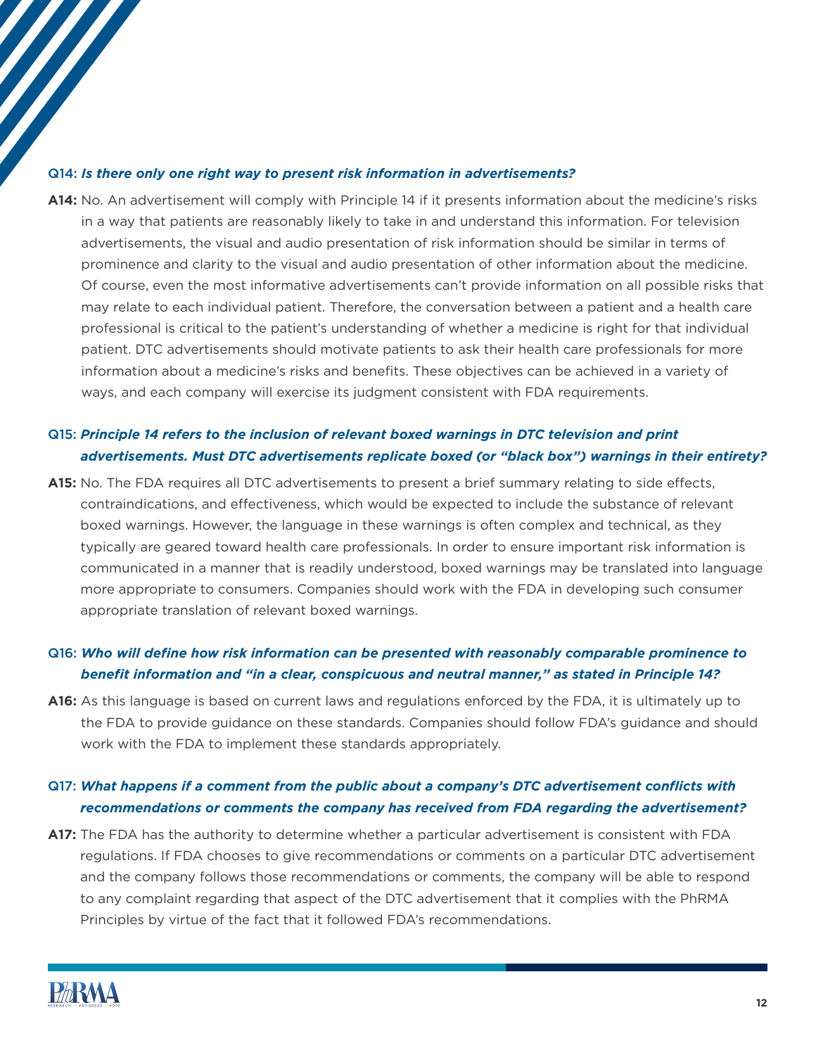Q14: ***Is there only one right way to present risk information in advertisements?***

**A14:** No. An advertisement will comply with Principle 14 if it presents information about the medicine's risks in a way that patients are reasonably likely to take in and understand this information. For television advertisements, the visual and audio presentation of risk information should be similar in terms of prominence and clarity to the visual and audio presentation of other information about the medicine. Of course, even the most informative advertisements can't provide information on all possible risks that may relate to each individual patient. Therefore, the conversation between a patient and a health care professional is critical to the patient's understanding of whether a medicine is right for that individual patient. DTC advertisements should motivate patients to ask their health care professionals for more information about a medicine's risks and benefits. These objectives can be achieved in a variety of ways, and each company will exercise its judgment consistent with FDA requirements.

Q15: ***Principle 14 refers to the inclusion of relevant boxed warnings in DTC television and print advertisements. Must DTC advertisements replicate boxed (or "black box") warnings in their entirety?***

**A15:** No. The FDA requires all DTC advertisements to present a brief summary relating to side effects, contraindications, and effectiveness, which would be expected to include the substance of relevant boxed warnings. However, the language in these warnings is often complex and technical, as they typically are geared toward health care professionals. In order to ensure important risk information is communicated in a manner that is readily understood, boxed warnings may be translated into language more appropriate to consumers. Companies should work with the FDA in developing such consumer appropriate translation of relevant boxed warnings.

Q16: ***Who will define how risk information can be presented with reasonably comparable prominence to benefit information and "in a clear, conspicuous and neutral manner," as stated in Principle 14?***

**A16:** As this language is based on current laws and regulations enforced by the FDA, it is ultimately up to the FDA to provide guidance on these standards. Companies should follow FDA's guidance and should work with the FDA to implement these standards appropriately.

Q17: ***What happens if a comment from the public about a company's DTC advertisement conflicts with recommendations or comments the company has received from FDA regarding the advertisement?***

**A17:** The FDA has the authority to determine whether a particular advertisement is consistent with FDA regulations. If FDA chooses to give recommendations or comments on a particular DTC advertisement and the company follows those recommendations or comments, the company will be able to respond to any complaint regarding that aspect of the DTC advertisement that it complies with the PhRMA Principles by virtue of the fact that it followed FDA's recommendations.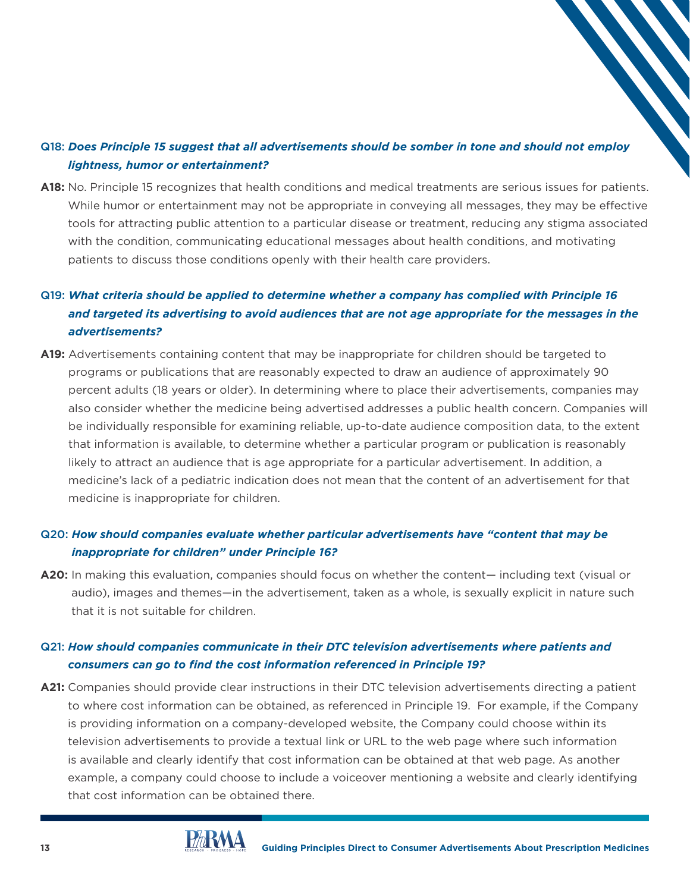Q18: ***Does Principle 15 suggest that all advertisements should be somber in tone and should not employ lightness, humor or entertainment?***

**A18:** No. Principle 15 recognizes that health conditions and medical treatments are serious issues for patients. While humor or entertainment may not be appropriate in conveying all messages, they may be effective tools for attracting public attention to a particular disease or treatment, reducing any stigma associated with the condition, communicating educational messages about health conditions, and motivating patients to discuss those conditions openly with their health care providers.

Q19: ***What criteria should be applied to determine whether a company has complied with Principle 16 and targeted its advertising to avoid audiences that are not age appropriate for the messages in the advertisements?***

**A19:** Advertisements containing content that may be inappropriate for children should be targeted to programs or publications that are reasonably expected to draw an audience of approximately 90 percent adults (18 years or older). In determining where to place their advertisements, companies may also consider whether the medicine being advertised addresses a public health concern. Companies will be individually responsible for examining reliable, up-to-date audience composition data, to the extent that information is available, to determine whether a particular program or publication is reasonably likely to attract an audience that is age appropriate for a particular advertisement. In addition, a medicine's lack of a pediatric indication does not mean that the content of an advertisement for that medicine is inappropriate for children.

Q20: ***How should companies evaluate whether particular advertisements have "content that may be inappropriate for children" under Principle 16?***

**A20:** In making this evaluation, companies should focus on whether the content— including text (visual or audio), images and themes—in the advertisement, taken as a whole, is sexually explicit in nature such that it is not suitable for children.

Q21: ***How should companies communicate in their DTC television advertisements where patients and consumers can go to find the cost information referenced in Principle 19?***

**A21:** Companies should provide clear instructions in their DTC television advertisements directing a patient to where cost information can be obtained, as referenced in Principle 19. For example, if the Company is providing information on a company-developed website, the Company could choose within its television advertisements to provide a textual link or URL to the web page where such information is available and clearly identify that cost information can be obtained at that web page. As another example, a company could choose to include a voiceover mentioning a website and clearly identifying that cost information can be obtained there.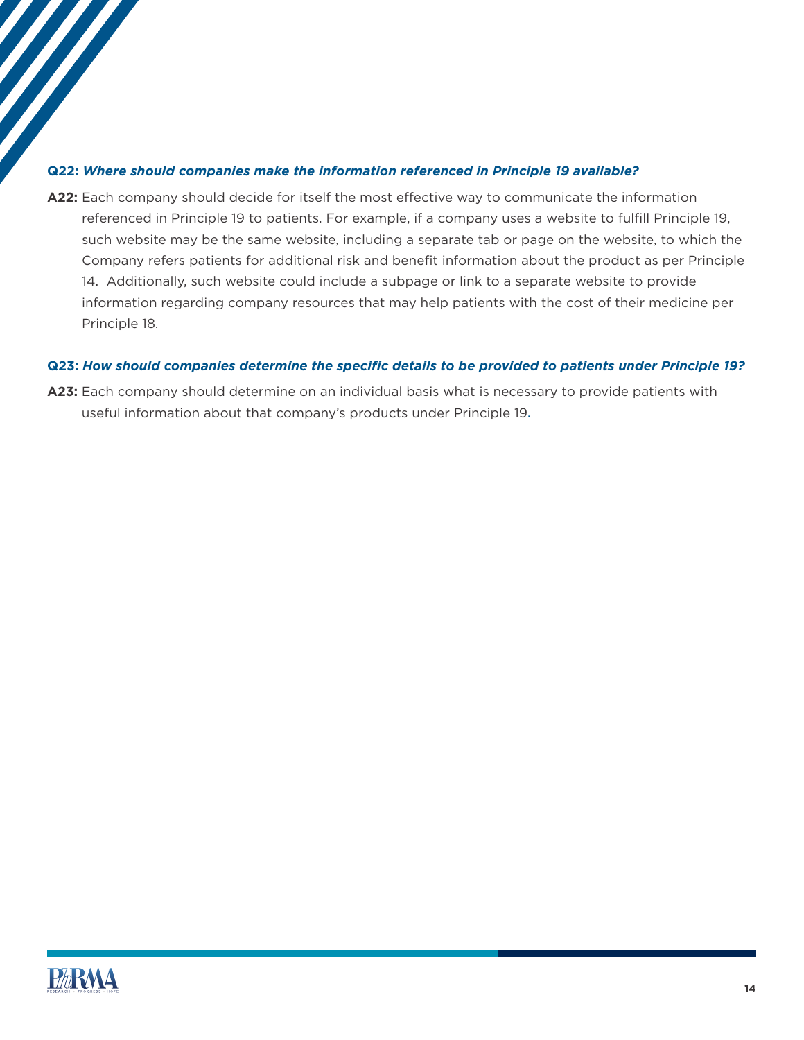**Q22:** ***Where should companies make the information referenced in Principle 19 available?***

**A22:** Each company should decide for itself the most effective way to communicate the information referenced in Principle 19 to patients. For example, if a company uses a website to fulfill Principle 19, such website may be the same website, including a separate tab or page on the website, to which the Company refers patients for additional risk and benefit information about the product as per Principle 14. Additionally, such website could include a subpage or link to a separate website to provide information regarding company resources that may help patients with the cost of their medicine per Principle 18.

**Q23:** ***How should companies determine the specific details to be provided to patients under Principle 19?***

**A23:** Each company should determine on an individual basis what is necessary to provide patients with useful information about that company's products under Principle 19.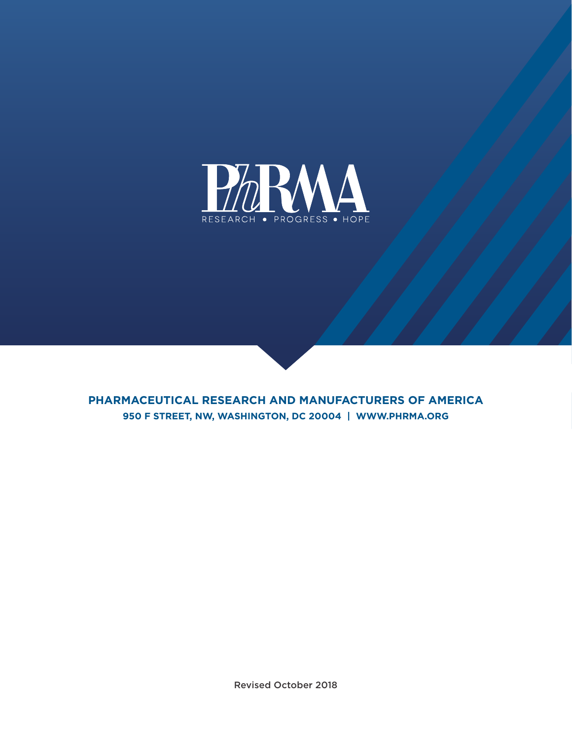PhRMA

RESEARCH • PROGRESS • HOPE

**PHARMACEUTICAL RESEARCH AND MANUFACTURERS OF AMERICA**

**950 F STREET, NW, WASHINGTON, DC 20004 | WWW.PHRMA.ORG**

Revised October 2018